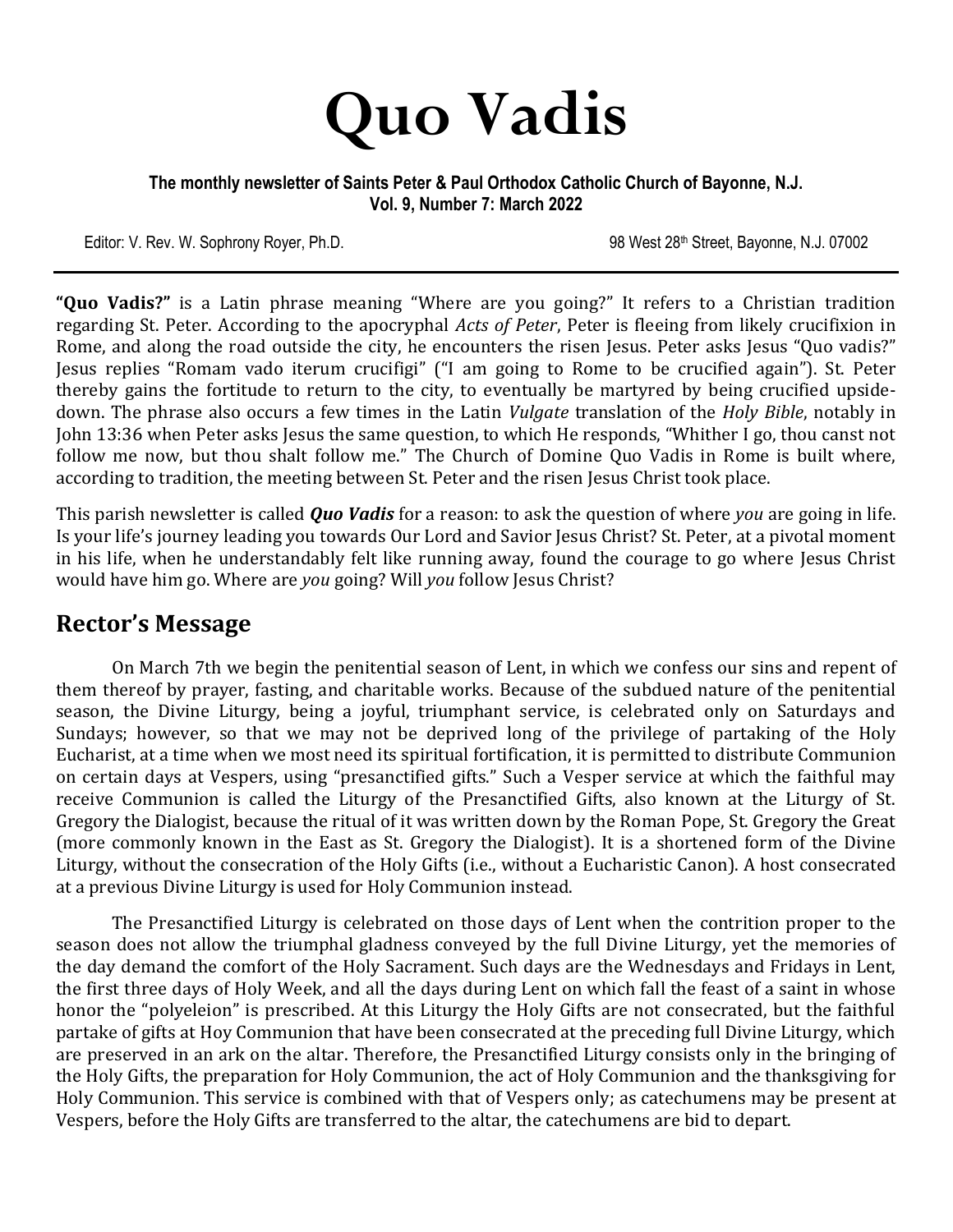# Quo Vadis

**The monthly newsletter of Saints Peter & Paul Orthodox Catholic Church of Bayonne, N.J.**
**Vol. 9, Number 7: March 2022**

Editor: V. Rev. W. Sophrony Royer, Ph.D. 98 West 28th Street, Bayonne, N.J. 07002

---

**"Quo Vadis?"** is a Latin phrase meaning "Where are you going?" It refers to a Christian tradition regarding St. Peter. According to the apocryphal *Acts of Peter*, Peter is fleeing from likely crucifixion in Rome, and along the road outside the city, he encounters the risen Jesus. Peter asks Jesus "Quo vadis?" Jesus replies "Romam vado iterum crucifigi" ("I am going to Rome to be crucified again"). St. Peter thereby gains the fortitude to return to the city, to eventually be martyred by being crucified upside-down. The phrase also occurs a few times in the Latin *Vulgate* translation of the *Holy Bible*, notably in John 13:36 when Peter asks Jesus the same question, to which He responds, "Whither I go, thou canst not follow me now, but thou shalt follow me." The Church of Domine Quo Vadis in Rome is built where, according to tradition, the meeting between St. Peter and the risen Jesus Christ took place.

This parish newsletter is called ***Quo Vadis*** for a reason: to ask the question of where *you* are going in life. Is your life's journey leading you towards Our Lord and Savior Jesus Christ? St. Peter, at a pivotal moment in his life, when he understandably felt like running away, found the courage to go where Jesus Christ would have him go. Where are *you* going? Will *you* follow Jesus Christ?

## Rector's Message

On March 7th we begin the penitential season of Lent, in which we confess our sins and repent of them thereof by prayer, fasting, and charitable works. Because of the subdued nature of the penitential season, the Divine Liturgy, being a joyful, triumphant service, is celebrated only on Saturdays and Sundays; however, so that we may not be deprived long of the privilege of partaking of the Holy Eucharist, at a time when we most need its spiritual fortification, it is permitted to distribute Communion on certain days at Vespers, using "presanctified gifts." Such a Vesper service at which the faithful may receive Communion is called the Liturgy of the Presanctified Gifts, also known at the Liturgy of St. Gregory the Dialogist, because the ritual of it was written down by the Roman Pope, St. Gregory the Great (more commonly known in the East as St. Gregory the Dialogist). It is a shortened form of the Divine Liturgy, without the consecration of the Holy Gifts (i.e., without a Eucharistic Canon). A host consecrated at a previous Divine Liturgy is used for Holy Communion instead.

The Presanctified Liturgy is celebrated on those days of Lent when the contrition proper to the season does not allow the triumphal gladness conveyed by the full Divine Liturgy, yet the memories of the day demand the comfort of the Holy Sacrament. Such days are the Wednesdays and Fridays in Lent, the first three days of Holy Week, and all the days during Lent on which fall the feast of a saint in whose honor the "polyeleion" is prescribed. At this Liturgy the Holy Gifts are not consecrated, but the faithful partake of gifts at Hoy Communion that have been consecrated at the preceding full Divine Liturgy, which are preserved in an ark on the altar. Therefore, the Presanctified Liturgy consists only in the bringing of the Holy Gifts, the preparation for Holy Communion, the act of Holy Communion and the thanksgiving for Holy Communion. This service is combined with that of Vespers only; as catechumens may be present at Vespers, before the Holy Gifts are transferred to the altar, the catechumens are bid to depart.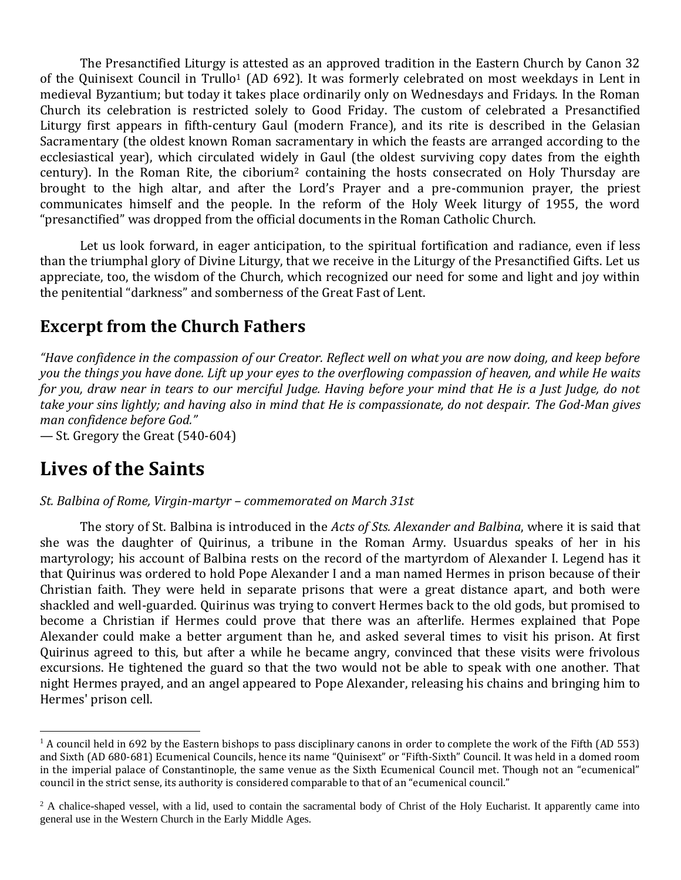The Presanctified Liturgy is attested as an approved tradition in the Eastern Church by Canon 32 of the Quinisext Council in Trullo[1] (AD 692). It was formerly celebrated on most weekdays in Lent in medieval Byzantium; but today it takes place ordinarily only on Wednesdays and Fridays. In the Roman Church its celebration is restricted solely to Good Friday. The custom of celebrated a Presanctified Liturgy first appears in fifth-century Gaul (modern France), and its rite is described in the Gelasian Sacramentary (the oldest known Roman sacramentary in which the feasts are arranged according to the ecclesiastical year), which circulated widely in Gaul (the oldest surviving copy dates from the eighth century). In the Roman Rite, the ciborium[2] containing the hosts consecrated on Holy Thursday are brought to the high altar, and after the Lord's Prayer and a pre-communion prayer, the priest communicates himself and the people. In the reform of the Holy Week liturgy of 1955, the word "presanctified" was dropped from the official documents in the Roman Catholic Church.

Let us look forward, in eager anticipation, to the spiritual fortification and radiance, even if less than the triumphal glory of Divine Liturgy, that we receive in the Liturgy of the Presanctified Gifts. Let us appreciate, too, the wisdom of the Church, which recognized our need for some and light and joy within the penitential "darkness" and somberness of the Great Fast of Lent.

## Excerpt from the Church Fathers

*"Have confidence in the compassion of our Creator. Reflect well on what you are now doing, and keep before you the things you have done. Lift up your eyes to the overflowing compassion of heaven, and while He waits for you, draw near in tears to our merciful Judge. Having before your mind that He is a Just Judge, do not take your sins lightly; and having also in mind that He is compassionate, do not despair. The God-Man gives man confidence before God."*
— St. Gregory the Great (540-604)

# Lives of the Saints

*St. Balbina of Rome, Virgin-martyr – commemorated on March 31st*

The story of St. Balbina is introduced in the *Acts of Sts. Alexander and Balbina*, where it is said that she was the daughter of Quirinus, a tribune in the Roman Army. Usuardus speaks of her in his martyrology; his account of Balbina rests on the record of the martyrdom of Alexander I. Legend has it that Quirinus was ordered to hold Pope Alexander I and a man named Hermes in prison because of their Christian faith. They were held in separate prisons that were a great distance apart, and both were shackled and well-guarded. Quirinus was trying to convert Hermes back to the old gods, but promised to become a Christian if Hermes could prove that there was an afterlife. Hermes explained that Pope Alexander could make a better argument than he, and asked several times to visit his prison. At first Quirinus agreed to this, but after a while he became angry, convinced that these visits were frivolous excursions. He tightened the guard so that the two would not be able to speak with one another. That night Hermes prayed, and an angel appeared to Pope Alexander, releasing his chains and bringing him to Hermes' prison cell.

---

[1] A council held in 692 by the Eastern bishops to pass disciplinary canons in order to complete the work of the Fifth (AD 553) and Sixth (AD 680-681) Ecumenical Councils, hence its name "Quinisext" or "Fifth-Sixth" Council. It was held in a domed room in the imperial palace of Constantinople, the same venue as the Sixth Ecumenical Council met. Though not an "ecumenical" council in the strict sense, its authority is considered comparable to that of an "ecumenical council."

[2] A chalice-shaped vessel, with a lid, used to contain the sacramental body of Christ of the Holy Eucharist. It apparently came into general use in the Western Church in the Early Middle Ages.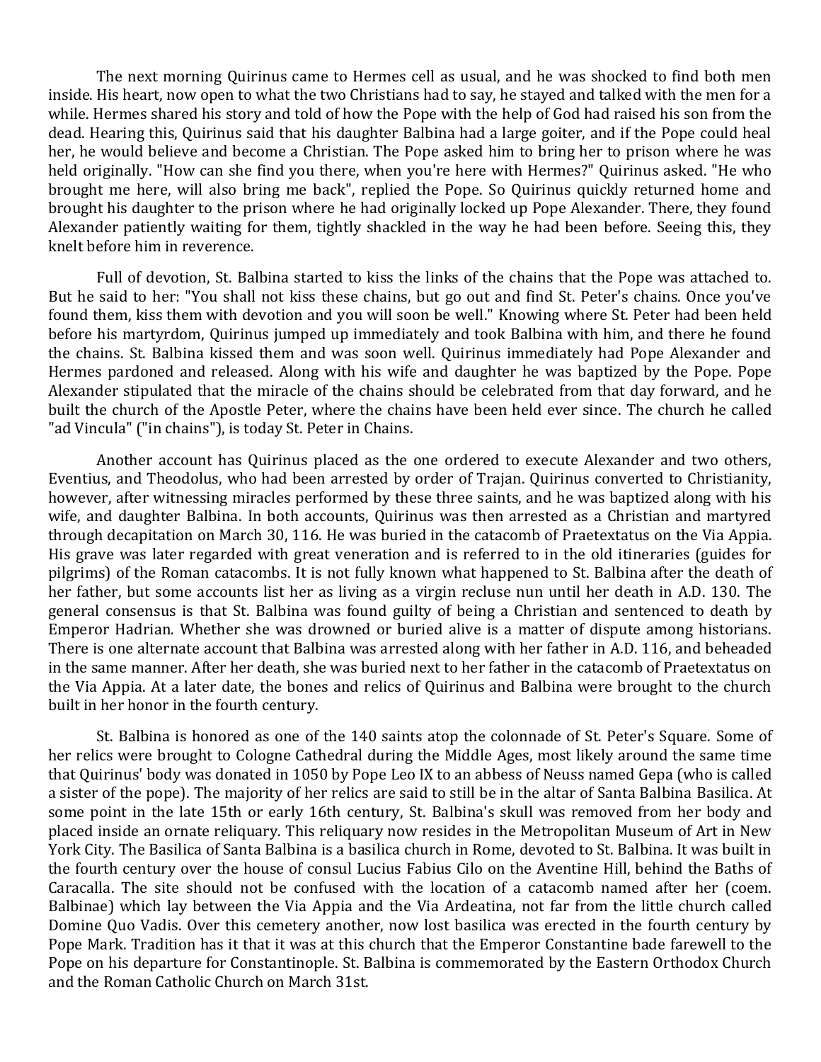The next morning Quirinus came to Hermes cell as usual, and he was shocked to find both men inside. His heart, now open to what the two Christians had to say, he stayed and talked with the men for a while. Hermes shared his story and told of how the Pope with the help of God had raised his son from the dead. Hearing this, Quirinus said that his daughter Balbina had a large goiter, and if the Pope could heal her, he would believe and become a Christian. The Pope asked him to bring her to prison where he was held originally. "How can she find you there, when you're here with Hermes?" Quirinus asked. "He who brought me here, will also bring me back", replied the Pope. So Quirinus quickly returned home and brought his daughter to the prison where he had originally locked up Pope Alexander. There, they found Alexander patiently waiting for them, tightly shackled in the way he had been before. Seeing this, they knelt before him in reverence.

Full of devotion, St. Balbina started to kiss the links of the chains that the Pope was attached to. But he said to her: "You shall not kiss these chains, but go out and find St. Peter's chains. Once you've found them, kiss them with devotion and you will soon be well." Knowing where St. Peter had been held before his martyrdom, Quirinus jumped up immediately and took Balbina with him, and there he found the chains. St. Balbina kissed them and was soon well. Quirinus immediately had Pope Alexander and Hermes pardoned and released. Along with his wife and daughter he was baptized by the Pope. Pope Alexander stipulated that the miracle of the chains should be celebrated from that day forward, and he built the church of the Apostle Peter, where the chains have been held ever since. The church he called "ad Vincula" ("in chains"), is today St. Peter in Chains.

Another account has Quirinus placed as the one ordered to execute Alexander and two others, Eventius, and Theodolus, who had been arrested by order of Trajan. Quirinus converted to Christianity, however, after witnessing miracles performed by these three saints, and he was baptized along with his wife, and daughter Balbina. In both accounts, Quirinus was then arrested as a Christian and martyred through decapitation on March 30, 116. He was buried in the catacomb of Praetextatus on the Via Appia. His grave was later regarded with great veneration and is referred to in the old itineraries (guides for pilgrims) of the Roman catacombs. It is not fully known what happened to St. Balbina after the death of her father, but some accounts list her as living as a virgin recluse nun until her death in A.D. 130. The general consensus is that St. Balbina was found guilty of being a Christian and sentenced to death by Emperor Hadrian. Whether she was drowned or buried alive is a matter of dispute among historians. There is one alternate account that Balbina was arrested along with her father in A.D. 116, and beheaded in the same manner. After her death, she was buried next to her father in the catacomb of Praetextatus on the Via Appia. At a later date, the bones and relics of Quirinus and Balbina were brought to the church built in her honor in the fourth century.

St. Balbina is honored as one of the 140 saints atop the colonnade of St. Peter's Square. Some of her relics were brought to Cologne Cathedral during the Middle Ages, most likely around the same time that Quirinus' body was donated in 1050 by Pope Leo IX to an abbess of Neuss named Gepa (who is called a sister of the pope). The majority of her relics are said to still be in the altar of Santa Balbina Basilica. At some point in the late 15th or early 16th century, St. Balbina's skull was removed from her body and placed inside an ornate reliquary. This reliquary now resides in the Metropolitan Museum of Art in New York City. The Basilica of Santa Balbina is a basilica church in Rome, devoted to St. Balbina. It was built in the fourth century over the house of consul Lucius Fabius Cilo on the Aventine Hill, behind the Baths of Caracalla. The site should not be confused with the location of a catacomb named after her (coem. Balbinae) which lay between the Via Appia and the Via Ardeatina, not far from the little church called Domine Quo Vadis. Over this cemetery another, now lost basilica was erected in the fourth century by Pope Mark. Tradition has it that it was at this church that the Emperor Constantine bade farewell to the Pope on his departure for Constantinople. St. Balbina is commemorated by the Eastern Orthodox Church and the Roman Catholic Church on March 31st.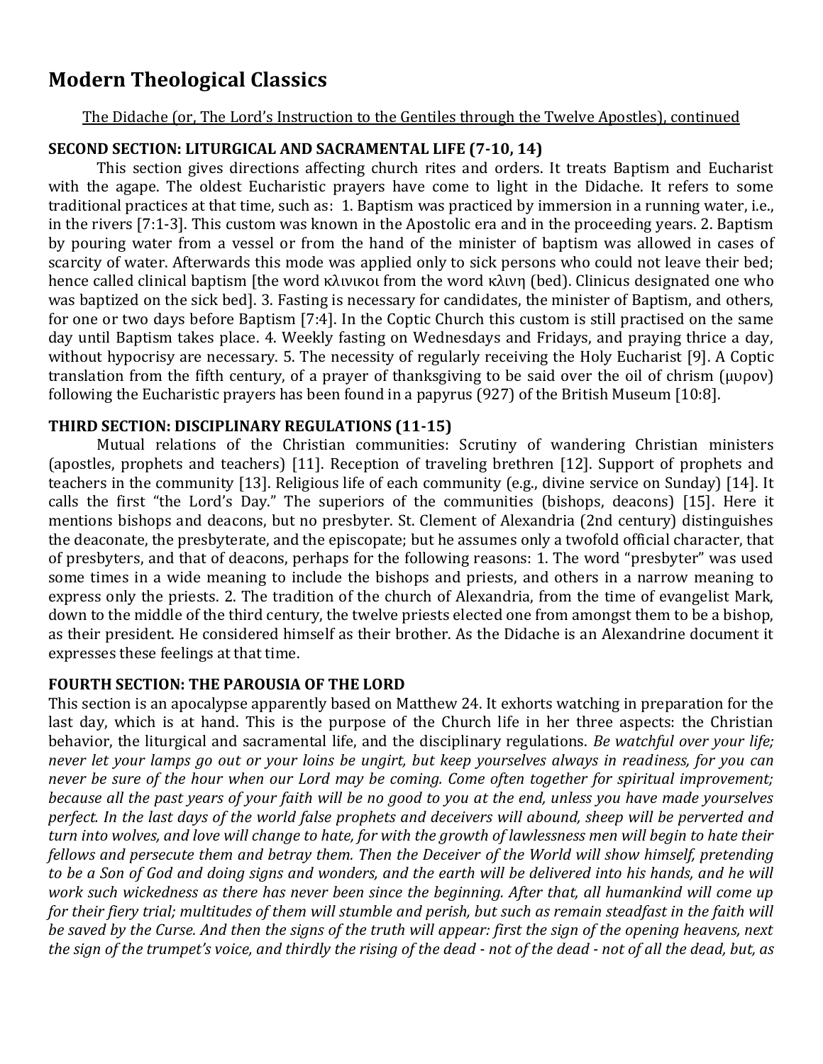# Modern Theological Classics

The Didache (or, The Lord's Instruction to the Gentiles through the Twelve Apostles), continued

## SECOND SECTION: LITURGICAL AND SACRAMENTAL LIFE (7-10, 14)

This section gives directions affecting church rites and orders. It treats Baptism and Eucharist with the agape. The oldest Eucharistic prayers have come to light in the Didache. It refers to some traditional practices at that time, such as: 1. Baptism was practiced by immersion in a running water, i.e., in the rivers [7:1-3]. This custom was known in the Apostolic era and in the proceeding years. 2. Baptism by pouring water from a vessel or from the hand of the minister of baptism was allowed in cases of scarcity of water. Afterwards this mode was applied only to sick persons who could not leave their bed; hence called clinical baptism [the word κλινικοι from the word κλινη (bed). Clinicus designated one who was baptized on the sick bed]. 3. Fasting is necessary for candidates, the minister of Baptism, and others, for one or two days before Baptism [7:4]. In the Coptic Church this custom is still practised on the same day until Baptism takes place. 4. Weekly fasting on Wednesdays and Fridays, and praying thrice a day, without hypocrisy are necessary. 5. The necessity of regularly receiving the Holy Eucharist [9]. A Coptic translation from the fifth century, of a prayer of thanksgiving to be said over the oil of chrism (μυρον) following the Eucharistic prayers has been found in a papyrus (927) of the British Museum [10:8].

## THIRD SECTION: DISCIPLINARY REGULATIONS (11-15)

Mutual relations of the Christian communities: Scrutiny of wandering Christian ministers (apostles, prophets and teachers) [11]. Reception of traveling brethren [12]. Support of prophets and teachers in the community [13]. Religious life of each community (e.g., divine service on Sunday) [14]. It calls the first "the Lord's Day." The superiors of the communities (bishops, deacons) [15]. Here it mentions bishops and deacons, but no presbyter. St. Clement of Alexandria (2nd century) distinguishes the deaconate, the presbyterate, and the episcopate; but he assumes only a twofold official character, that of presbyters, and that of deacons, perhaps for the following reasons: 1. The word "presbyter" was used some times in a wide meaning to include the bishops and priests, and others in a narrow meaning to express only the priests. 2. The tradition of the church of Alexandria, from the time of evangelist Mark, down to the middle of the third century, the twelve priests elected one from amongst them to be a bishop, as their president. He considered himself as their brother. As the Didache is an Alexandrine document it expresses these feelings at that time.

## FOURTH SECTION: THE PAROUSIA OF THE LORD

This section is an apocalypse apparently based on Matthew 24. It exhorts watching in preparation for the last day, which is at hand. This is the purpose of the Church life in her three aspects: the Christian behavior, the liturgical and sacramental life, and the disciplinary regulations. *Be watchful over your life; never let your lamps go out or your loins be ungirt, but keep yourselves always in readiness, for you can never be sure of the hour when our Lord may be coming. Come often together for spiritual improvement; because all the past years of your faith will be no good to you at the end, unless you have made yourselves perfect. In the last days of the world false prophets and deceivers will abound, sheep will be perverted and turn into wolves, and love will change to hate, for with the growth of lawlessness men will begin to hate their fellows and persecute them and betray them. Then the Deceiver of the World will show himself, pretending to be a Son of God and doing signs and wonders, and the earth will be delivered into his hands, and he will work such wickedness as there has never been since the beginning. After that, all humankind will come up for their fiery trial; multitudes of them will stumble and perish, but such as remain steadfast in the faith will be saved by the Curse. And then the signs of the truth will appear: first the sign of the opening heavens, next the sign of the trumpet's voice, and thirdly the rising of the dead - not of the dead - not of all the dead, but, as*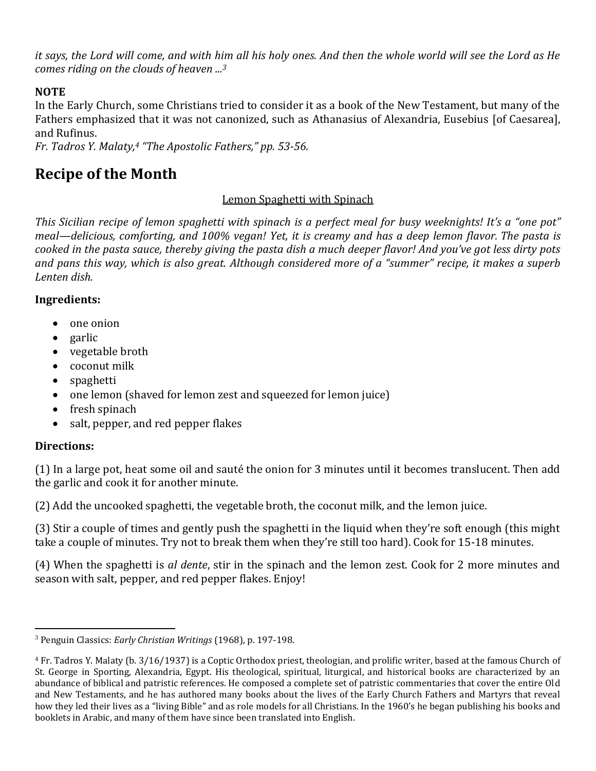*it says, the Lord will come, and with him all his holy ones. And then the whole world will see the Lord as He comes riding on the clouds of heaven ...*[3]

**NOTE**
In the Early Church, some Christians tried to consider it as a book of the New Testament, but many of the Fathers emphasized that it was not canonized, such as Athanasius of Alexandria, Eusebius [of Caesarea], and Rufinus.
*Fr. Tadros Y. Malaty,*[4] *"The Apostolic Fathers," pp. 53-56.*

## Recipe of the Month

<u>Lemon Spaghetti with Spinach</u>

*This Sicilian recipe of lemon spaghetti with spinach is a perfect meal for busy weeknights! It's a "one pot" meal—delicious, comforting, and 100% vegan! Yet, it is creamy and has a deep lemon flavor. The pasta is cooked in the pasta sauce, thereby giving the pasta dish a much deeper flavor! And you've got less dirty pots and pans this way, which is also great. Although considered more of a "summer" recipe, it makes a superb Lenten dish.*

**Ingredients:**

- one onion
- garlic
- vegetable broth
- coconut milk
- spaghetti
- one lemon (shaved for lemon zest and squeezed for lemon juice)
- fresh spinach
- salt, pepper, and red pepper flakes

**Directions:**

(1) In a large pot, heat some oil and sauté the onion for 3 minutes until it becomes translucent. Then add the garlic and cook it for another minute.

(2) Add the uncooked spaghetti, the vegetable broth, the coconut milk, and the lemon juice.

(3) Stir a couple of times and gently push the spaghetti in the liquid when they're soft enough (this might take a couple of minutes. Try not to break them when they're still too hard). Cook for 15-18 minutes.

(4) When the spaghetti is *al dente*, stir in the spinach and the lemon zest. Cook for 2 more minutes and season with salt, pepper, and red pepper flakes. Enjoy!

---

[3] Penguin Classics: *Early Christian Writings* (1968), p. 197-198.

[4] Fr. Tadros Y. Malaty (b. 3/16/1937) is a Coptic Orthodox priest, theologian, and prolific writer, based at the famous Church of St. George in Sporting, Alexandria, Egypt. His theological, spiritual, liturgical, and historical books are characterized by an abundance of biblical and patristic references. He composed a complete set of patristic commentaries that cover the entire Old and New Testaments, and he has authored many books about the lives of the Early Church Fathers and Martyrs that reveal how they led their lives as a "living Bible" and as role models for all Christians. In the 1960's he began publishing his books and booklets in Arabic, and many of them have since been translated into English.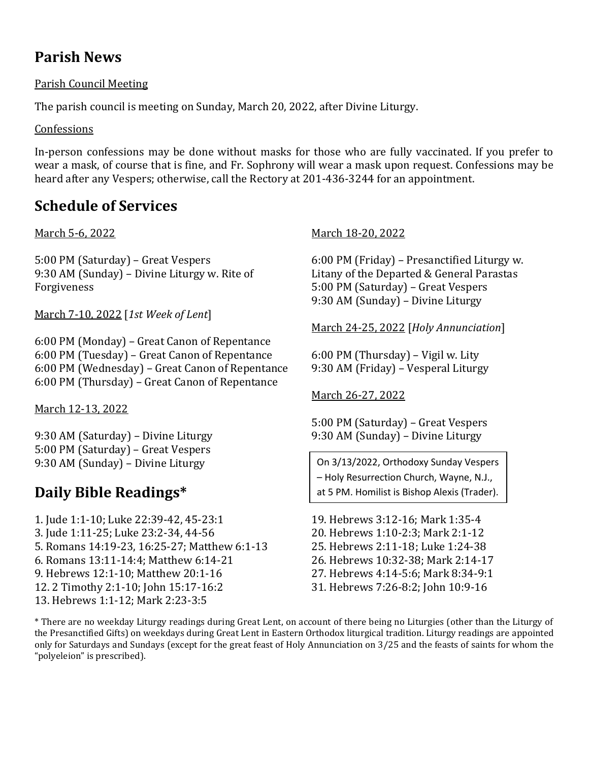## Parish News

Parish Council Meeting

The parish council is meeting on Sunday, March 20, 2022, after Divine Liturgy.

Confessions

In-person confessions may be done without masks for those who are fully vaccinated. If you prefer to wear a mask, of course that is fine, and Fr. Sophrony will wear a mask upon request. Confessions may be heard after any Vespers; otherwise, call the Rectory at 201-436-3244 for an appointment.

## Schedule of Services

March 5-6, 2022

5:00 PM (Saturday) – Great Vespers
9:30 AM (Sunday) – Divine Liturgy w. Rite of Forgiveness

March 7-10, 2022 [*1st Week of Lent*]

6:00 PM (Monday) – Great Canon of Repentance
6:00 PM (Tuesday) – Great Canon of Repentance
6:00 PM (Wednesday) – Great Canon of Repentance
6:00 PM (Thursday) – Great Canon of Repentance

March 12-13, 2022

9:30 AM (Saturday) – Divine Liturgy
5:00 PM (Saturday) – Great Vespers
9:30 AM (Sunday) – Divine Liturgy

March 18-20, 2022

6:00 PM (Friday) – Presanctified Liturgy w. Litany of the Departed & General Parastas
5:00 PM (Saturday) – Great Vespers
9:30 AM (Sunday) – Divine Liturgy

March 24-25, 2022 [*Holy Annunciation*]

6:00 PM (Thursday) – Vigil w. Lity
9:30 AM (Friday) – Vesperal Liturgy

March 26-27, 2022

5:00 PM (Saturday) – Great Vespers
9:30 AM (Sunday) – Divine Liturgy

On 3/13/2022, Orthodoxy Sunday Vespers – Holy Resurrection Church, Wayne, N.J., at 5 PM. Homilist is Bishop Alexis (Trader).

## Daily Bible Readings*

1. Jude 1:1-10; Luke 22:39-42, 45-23:1
3. Jude 1:11-25; Luke 23:2-34, 44-56
5. Romans 14:19-23, 16:25-27; Matthew 6:1-13
6. Romans 13:11-14:4; Matthew 6:14-21
9. Hebrews 12:1-10; Matthew 20:1-16
12. 2 Timothy 2:1-10; John 15:17-16:2
13. Hebrews 1:1-12; Mark 2:23-3:5
19. Hebrews 3:12-16; Mark 1:35-4
20. Hebrews 1:10-2:3; Mark 2:1-12
25. Hebrews 2:11-18; Luke 1:24-38
26. Hebrews 10:32-38; Mark 2:14-17
27. Hebrews 4:14-5:6; Mark 8:34-9:1
31. Hebrews 7:26-8:2; John 10:9-16

* There are no weekday Liturgy readings during Great Lent, on account of there being no Liturgies (other than the Liturgy of the Presanctified Gifts) on weekdays during Great Lent in Eastern Orthodox liturgical tradition. Liturgy readings are appointed only for Saturdays and Sundays (except for the great feast of Holy Annunciation on 3/25 and the feasts of saints for whom the "polyeleion" is prescribed).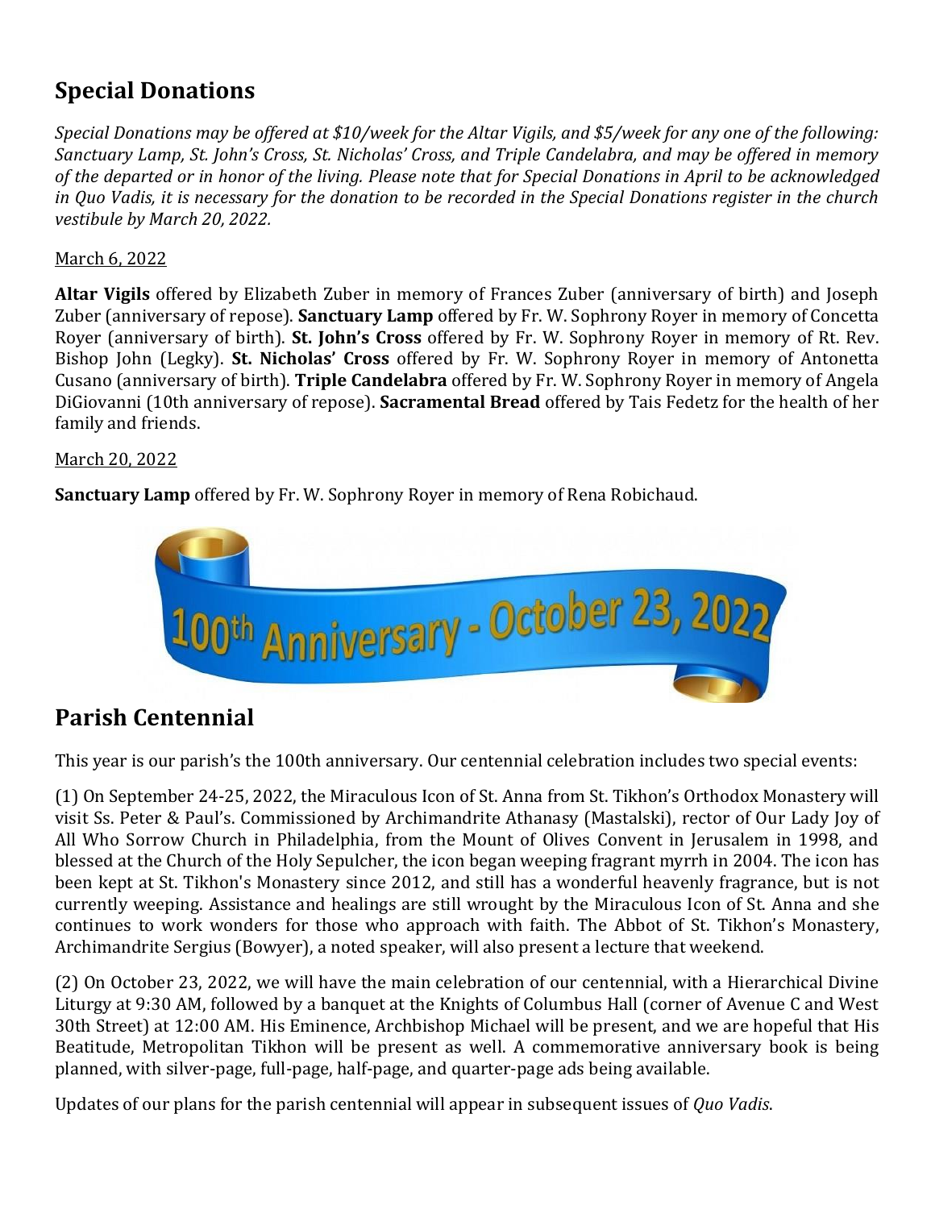## Special Donations

*Special Donations may be offered at $10/week for the Altar Vigils, and $5/week for any one of the following: Sanctuary Lamp, St. John's Cross, St. Nicholas' Cross, and Triple Candelabra, and may be offered in memory of the departed or in honor of the living. Please note that for Special Donations in April to be acknowledged in Quo Vadis, it is necessary for the donation to be recorded in the Special Donations register in the church vestibule by March 20, 2022.*

March 6, 2022

**Altar Vigils** offered by Elizabeth Zuber in memory of Frances Zuber (anniversary of birth) and Joseph Zuber (anniversary of repose). **Sanctuary Lamp** offered by Fr. W. Sophrony Royer in memory of Concetta Royer (anniversary of birth). **St. John's Cross** offered by Fr. W. Sophrony Royer in memory of Rt. Rev. Bishop John (Legky). **St. Nicholas' Cross** offered by Fr. W. Sophrony Royer in memory of Antonetta Cusano (anniversary of birth). **Triple Candelabra** offered by Fr. W. Sophrony Royer in memory of Angela DiGiovanni (10th anniversary of repose). **Sacramental Bread** offered by Tais Fedetz for the health of her family and friends.

March 20, 2022

**Sanctuary Lamp** offered by Fr. W. Sophrony Royer in memory of Rena Robichaud.

100th Anniversary - October 23, 2022

## Parish Centennial

This year is our parish's the 100th anniversary. Our centennial celebration includes two special events:

(1) On September 24-25, 2022, the Miraculous Icon of St. Anna from St. Tikhon's Orthodox Monastery will visit Ss. Peter & Paul's. Commissioned by Archimandrite Athanasy (Mastalski), rector of Our Lady Joy of All Who Sorrow Church in Philadelphia, from the Mount of Olives Convent in Jerusalem in 1998, and blessed at the Church of the Holy Sepulcher, the icon began weeping fragrant myrrh in 2004. The icon has been kept at St. Tikhon's Monastery since 2012, and still has a wonderful heavenly fragrance, but is not currently weeping. Assistance and healings are still wrought by the Miraculous Icon of St. Anna and she continues to work wonders for those who approach with faith. The Abbot of St. Tikhon's Monastery, Archimandrite Sergius (Bowyer), a noted speaker, will also present a lecture that weekend.

(2) On October 23, 2022, we will have the main celebration of our centennial, with a Hierarchical Divine Liturgy at 9:30 AM, followed by a banquet at the Knights of Columbus Hall (corner of Avenue C and West 30th Street) at 12:00 AM. His Eminence, Archbishop Michael will be present, and we are hopeful that His Beatitude, Metropolitan Tikhon will be present as well. A commemorative anniversary book is being planned, with silver-page, full-page, half-page, and quarter-page ads being available.

Updates of our plans for the parish centennial will appear in subsequent issues of *Quo Vadis*.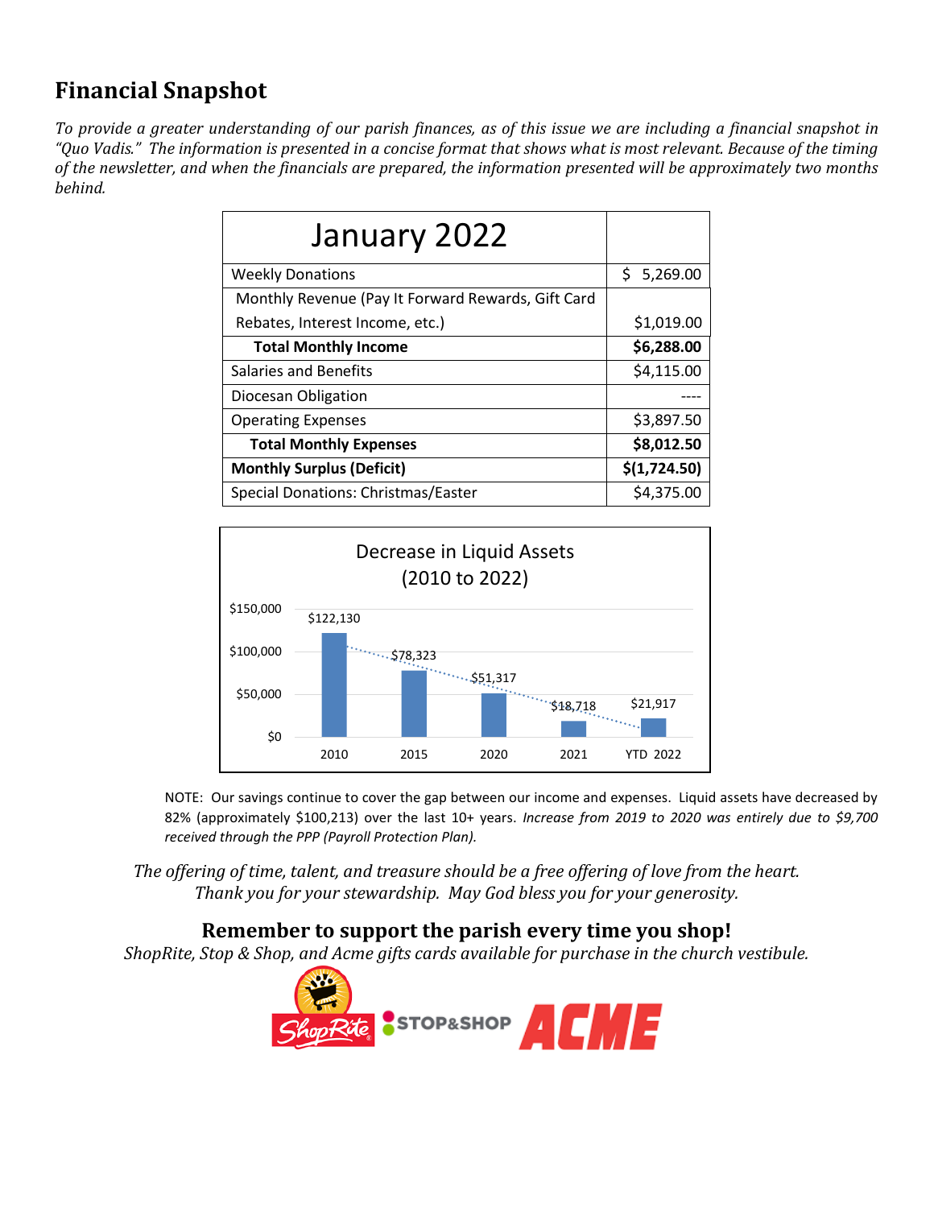## Financial Snapshot

*To provide a greater understanding of our parish finances, as of this issue we are including a financial snapshot in "Quo Vadis." The information is presented in a concise format that shows what is most relevant. Because of the timing of the newsletter, and when the financials are prepared, the information presented will be approximately two months behind.*

| January 2022 | |
|---|---|
| Weekly Donations | $ 5,269.00 |
| Monthly Revenue (Pay It Forward Rewards, Gift Card Rebates, Interest Income, etc.) | $1,019.00 |
| **Total Monthly Income** | **$6,288.00** |
| Salaries and Benefits | $4,115.00 |
| Diocesan Obligation | ---- |
| Operating Expenses | $3,897.50 |
| **Total Monthly Expenses** | **$8,012.50** |
| **Monthly Surplus (Deficit)** | **$(1,724.50)** |
| Special Donations: Christmas/Easter | $4,375.00 |

Decrease in Liquid Assets
(2010 to 2022)

$150,000
$100,000
$50,000
$0

$122,130
$78,323
$51,317
$18,718
$21,917

2010
2015
2020
2021
YTD 2022

NOTE: Our savings continue to cover the gap between our income and expenses. Liquid assets have decreased by 82% (approximately $100,213) over the last 10+ years. *Increase from 2019 to 2020 was entirely due to $9,700 received through the PPP (Payroll Protection Plan).*

*The offering of time, talent, and treasure should be a free offering of love from the heart.*
*Thank you for your stewardship. May God bless you for your generosity.*

### Remember to support the parish every time you shop!

*ShopRite, Stop & Shop, and Acme gifts cards available for purchase in the church vestibule.*